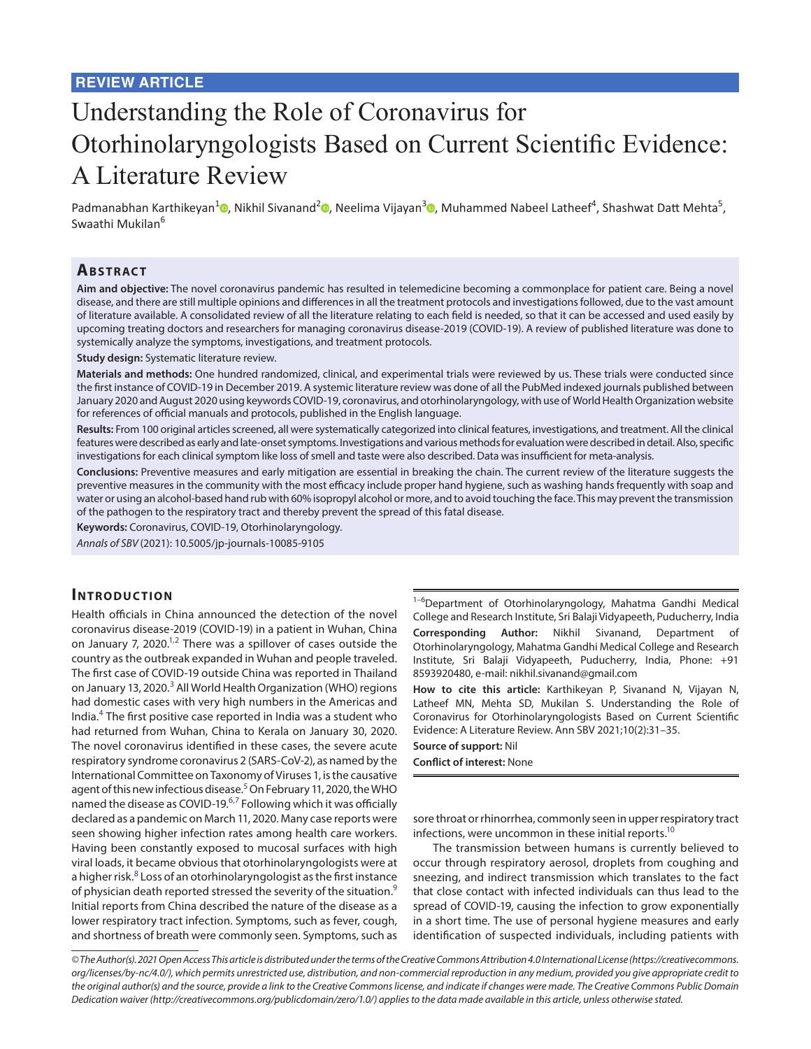**REVIEW ARTICLE**

# Understanding the Role of Coronavirus for Otorhinolaryngologists Based on Current Scientific Evidence: A Literature Review

Padmanabhan Karthikeyan[1], Nikhil Sivanand[2], Neelima Vijayan[3], Muhammed Nabeel Latheef[4], Shashwat Datt Mehta[5], Swaathi Mukilan[6]

## Abstract

**Aim and objective:** The novel coronavirus pandemic has resulted in telemedicine becoming a commonplace for patient care. Being a novel disease, and there are still multiple opinions and differences in all the treatment protocols and investigations followed, due to the vast amount of literature available. A consolidated review of all the literature relating to each field is needed, so that it can be accessed and used easily by upcoming treating doctors and researchers for managing coronavirus disease-2019 (COVID-19). A review of published literature was done to systemically analyze the symptoms, investigations, and treatment protocols.

**Study design:** Systematic literature review.

**Materials and methods:** One hundred randomized, clinical, and experimental trials were reviewed by us. These trials were conducted since the first instance of COVID-19 in December 2019. A systemic literature review was done of all the PubMed indexed journals published between January 2020 and August 2020 using keywords COVID-19, coronavirus, and otorhinolaryngology, with use of World Health Organization website for references of official manuals and protocols, published in the English language.

**Results:** From 100 original articles screened, all were systematically categorized into clinical features, investigations, and treatment. All the clinical features were described as early and late-onset symptoms. Investigations and various methods for evaluation were described in detail. Also, specific investigations for each clinical symptom like loss of smell and taste were also described. Data was insufficient for meta-analysis.

**Conclusions:** Preventive measures and early mitigation are essential in breaking the chain. The current review of the literature suggests the preventive measures in the community with the most efficacy include proper hand hygiene, such as washing hands frequently with soap and water or using an alcohol-based hand rub with 60% isopropyl alcohol or more, and to avoid touching the face. This may prevent the transmission of the pathogen to the respiratory tract and thereby prevent the spread of this fatal disease.

**Keywords:** Coronavirus, COVID-19, Otorhinolaryngology.

*Annals of SBV* (2021): 10.5005/jp-journals-10085-9105

## Introduction

Health officials in China announced the detection of the novel coronavirus disease-2019 (COVID-19) in a patient in Wuhan, China on January 7, 2020.[1,2] There was a spillover of cases outside the country as the outbreak expanded in Wuhan and people traveled. The first case of COVID-19 outside China was reported in Thailand on January 13, 2020.[3] All World Health Organization (WHO) regions had domestic cases with very high numbers in the Americas and India.[4] The first positive case reported in India was a student who had returned from Wuhan, China to Kerala on January 30, 2020. The novel coronavirus identified in these cases, the severe acute respiratory syndrome coronavirus 2 (SARS-CoV-2), as named by the International Committee on Taxonomy of Viruses 1, is the causative agent of this new infectious disease.[5] On February 11, 2020, the WHO named the disease as COVID-19.[6,7] Following which it was officially declared as a pandemic on March 11, 2020. Many case reports were seen showing higher infection rates among health care workers. Having been constantly exposed to mucosal surfaces with high viral loads, it became obvious that otorhinolaryngologists were at a higher risk.[8] Loss of an otorhinolaryngologist as the first instance of physician death reported stressed the severity of the situation.[9] Initial reports from China described the nature of the disease as a lower respiratory tract infection. Symptoms, such as fever, cough, and shortness of breath were commonly seen. Symptoms, such as sore throat or rhinorrhea, commonly seen in upper respiratory tract infections, were uncommon in these initial reports.[10]

The transmission between humans is currently believed to occur through respiratory aerosol, droplets from coughing and sneezing, and indirect transmission which translates to the fact that close contact with infected individuals can thus lead to the spread of COVID-19, causing the infection to grow exponentially in a short time. The use of personal hygiene measures and early identification of suspected individuals, including patients with

[1–6]Department of Otorhinolaryngology, Mahatma Gandhi Medical College and Research Institute, Sri Balaji Vidyapeeth, Puducherry, India

**Corresponding Author:** Nikhil Sivanand, Department of Otorhinolaryngology, Mahatma Gandhi Medical College and Research Institute, Sri Balaji Vidyapeeth, Puducherry, India, Phone: +91 8593920480, e-mail: nikhil.sivanand@gmail.com

**How to cite this article:** Karthikeyan P, Sivanand N, Vijayan N, Latheef MN, Mehta SD, Mukilan S. Understanding the Role of Coronavirus for Otorhinolaryngologists Based on Current Scientific Evidence: A Literature Review. Ann SBV 2021;10(2):31–35.

**Source of support:** Nil

**Conflict of interest:** None

*© The Author(s). 2021 Open Access This article is distributed under the terms of the Creative Commons Attribution 4.0 International License (https://creativecommons.org/licenses/by-nc/4.0/), which permits unrestricted use, distribution, and non-commercial reproduction in any medium, provided you give appropriate credit to the original author(s) and the source, provide a link to the Creative Commons license, and indicate if changes were made. The Creative Commons Public Domain Dedication waiver (http://creativecommons.org/publicdomain/zero/1.0/) applies to the data made available in this article, unless otherwise stated.*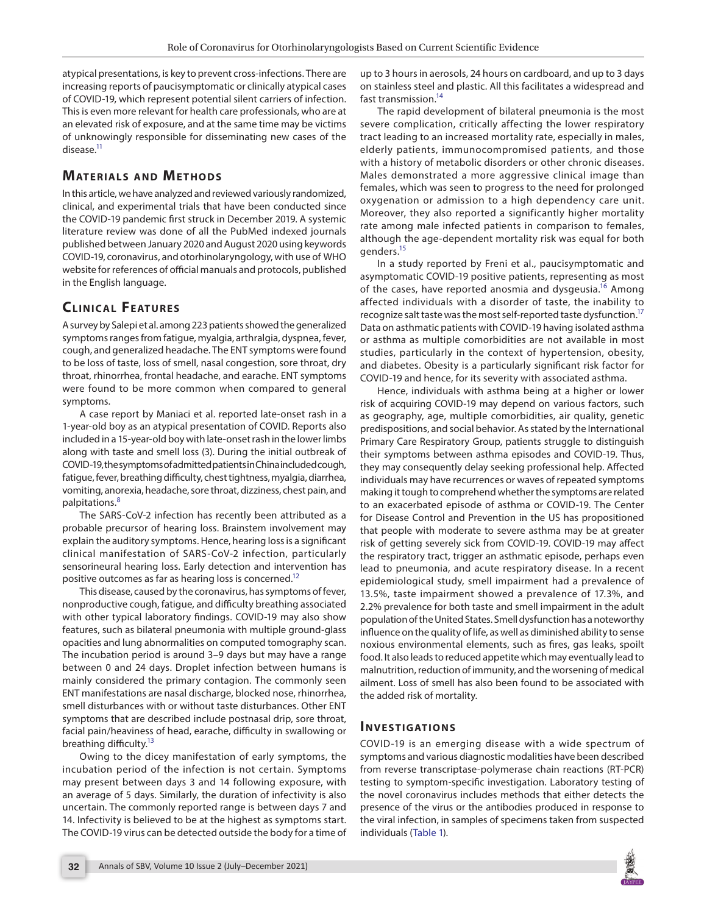atypical presentations, is key to prevent cross-infections. There are increasing reports of paucisymptomatic or clinically atypical cases of COVID-19, which represent potential silent carriers of infection. This is even more relevant for health care professionals, who are at an elevated risk of exposure, and at the same time may be victims of unknowingly responsible for disseminating new cases of the disease.[11]

## Materials and Methods

In this article, we have analyzed and reviewed variously randomized, clinical, and experimental trials that have been conducted since the COVID-19 pandemic first struck in December 2019. A systemic literature review was done of all the PubMed indexed journals published between January 2020 and August 2020 using keywords COVID-19, coronavirus, and otorhinolaryngology, with use of WHO website for references of official manuals and protocols, published in the English language.

## Clinical Features

A survey by Salepi et al. among 223 patients showed the generalized symptoms ranges from fatigue, myalgia, arthralgia, dyspnea, fever, cough, and generalized headache. The ENT symptoms were found to be loss of taste, loss of smell, nasal congestion, sore throat, dry throat, rhinorrhea, frontal headache, and earache. ENT symptoms were found to be more common when compared to general symptoms.

A case report by Maniaci et al. reported late-onset rash in a 1-year-old boy as an atypical presentation of COVID. Reports also included in a 15-year-old boy with late-onset rash in the lower limbs along with taste and smell loss (3). During the initial outbreak of COVID-19, the symptoms of admitted patients in China included cough, fatigue, fever, breathing difficulty, chest tightness, myalgia, diarrhea, vomiting, anorexia, headache, sore throat, dizziness, chest pain, and palpitations.[8]

The SARS-CoV-2 infection has recently been attributed as a probable precursor of hearing loss. Brainstem involvement may explain the auditory symptoms. Hence, hearing loss is a significant clinical manifestation of SARS-CoV-2 infection, particularly sensorineural hearing loss. Early detection and intervention has positive outcomes as far as hearing loss is concerned.[12]

This disease, caused by the coronavirus, has symptoms of fever, nonproductive cough, fatigue, and difficulty breathing associated with other typical laboratory findings. COVID-19 may also show features, such as bilateral pneumonia with multiple ground-glass opacities and lung abnormalities on computed tomography scan. The incubation period is around 3–9 days but may have a range between 0 and 24 days. Droplet infection between humans is mainly considered the primary contagion. The commonly seen ENT manifestations are nasal discharge, blocked nose, rhinorrhea, smell disturbances with or without taste disturbances. Other ENT symptoms that are described include postnasal drip, sore throat, facial pain/heaviness of head, earache, difficulty in swallowing or breathing difficulty.[13]

Owing to the dicey manifestation of early symptoms, the incubation period of the infection is not certain. Symptoms may present between days 3 and 14 following exposure, with an average of 5 days. Similarly, the duration of infectivity is also uncertain. The commonly reported range is between days 7 and 14. Infectivity is believed to be at the highest as symptoms start. The COVID-19 virus can be detected outside the body for a time of up to 3 hours in aerosols, 24 hours on cardboard, and up to 3 days on stainless steel and plastic. All this facilitates a widespread and fast transmission.[14]

The rapid development of bilateral pneumonia is the most severe complication, critically affecting the lower respiratory tract leading to an increased mortality rate, especially in males, elderly patients, immunocompromised patients, and those with a history of metabolic disorders or other chronic diseases. Males demonstrated a more aggressive clinical image than females, which was seen to progress to the need for prolonged oxygenation or admission to a high dependency care unit. Moreover, they also reported a significantly higher mortality rate among male infected patients in comparison to females, although the age-dependent mortality risk was equal for both genders.[15]

In a study reported by Freni et al., paucisymptomatic and asymptomatic COVID-19 positive patients, representing as most of the cases, have reported anosmia and dysgeusia.[16] Among affected individuals with a disorder of taste, the inability to recognize salt taste was the most self-reported taste dysfunction.[17] Data on asthmatic patients with COVID-19 having isolated asthma or asthma as multiple comorbidities are not available in most studies, particularly in the context of hypertension, obesity, and diabetes. Obesity is a particularly significant risk factor for COVID-19 and hence, for its severity with associated asthma.

Hence, individuals with asthma being at a higher or lower risk of acquiring COVID-19 may depend on various factors, such as geography, age, multiple comorbidities, air quality, genetic predispositions, and social behavior. As stated by the International Primary Care Respiratory Group, patients struggle to distinguish their symptoms between asthma episodes and COVID-19. Thus, they may consequently delay seeking professional help. Affected individuals may have recurrences or waves of repeated symptoms making it tough to comprehend whether the symptoms are related to an exacerbated episode of asthma or COVID-19. The Center for Disease Control and Prevention in the US has propositioned that people with moderate to severe asthma may be at greater risk of getting severely sick from COVID-19. COVID-19 may affect the respiratory tract, trigger an asthmatic episode, perhaps even lead to pneumonia, and acute respiratory disease. In a recent epidemiological study, smell impairment had a prevalence of 13.5%, taste impairment showed a prevalence of 17.3%, and 2.2% prevalence for both taste and smell impairment in the adult population of the United States. Smell dysfunction has a noteworthy influence on the quality of life, as well as diminished ability to sense noxious environmental elements, such as fires, gas leaks, spoilt food. It also leads to reduced appetite which may eventually lead to malnutrition, reduction of immunity, and the worsening of medical ailment. Loss of smell has also been found to be associated with the added risk of mortality.

## Investigations

COVID-19 is an emerging disease with a wide spectrum of symptoms and various diagnostic modalities have been described from reverse transcriptase-polymerase chain reactions (RT-PCR) testing to symptom-specific investigation. Laboratory testing of the novel coronavirus includes methods that either detects the presence of the virus or the antibodies produced in response to the viral infection, in samples of specimens taken from suspected individuals (Table 1).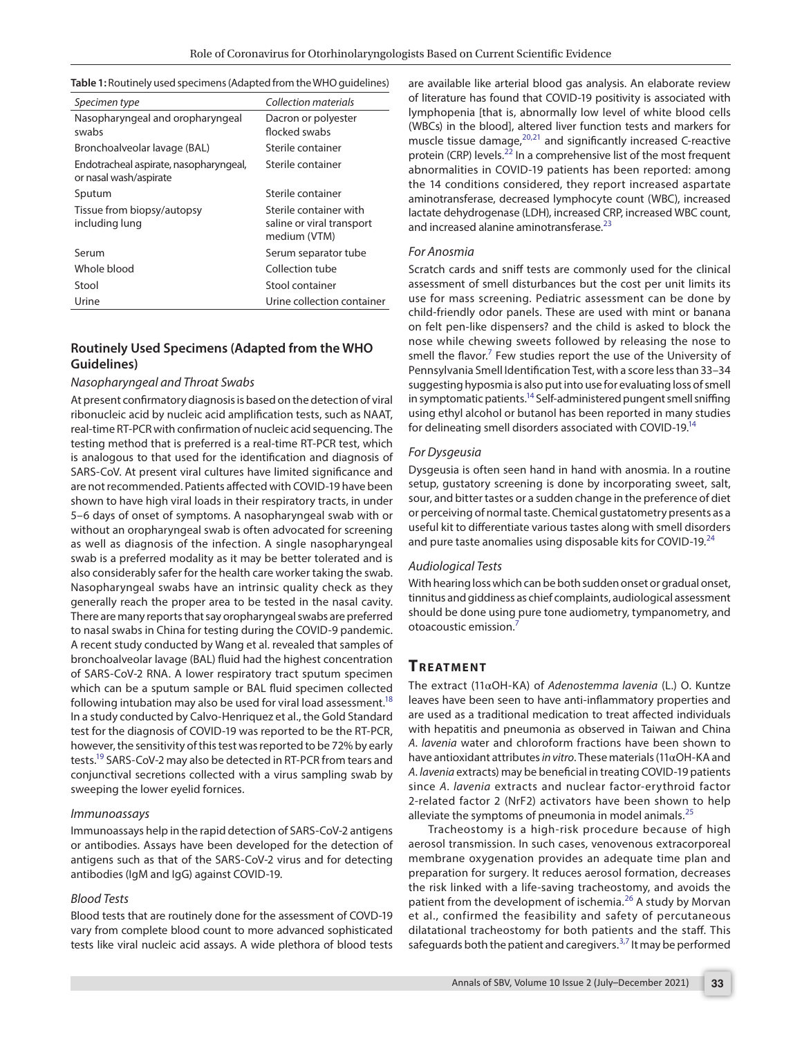**Table 1:** Routinely used specimens (Adapted from the WHO guidelines)

| *Specimen type* | *Collection materials* |
|---|---|
| Nasopharyngeal and oropharyngeal swabs | Dacron or polyester flocked swabs |
| Bronchoalveolar lavage (BAL) | Sterile container |
| Endotracheal aspirate, nasopharyngeal, or nasal wash/aspirate | Sterile container |
| Sputum | Sterile container |
| Tissue from biopsy/autopsy including lung | Sterile container with saline or viral transport medium (VTM) |
| Serum | Serum separator tube |
| Whole blood | Collection tube |
| Stool | Stool container |
| Urine | Urine collection container |

### Routinely Used Specimens (Adapted from the WHO Guidelines)

#### *Nasopharyngeal and Throat Swabs*

At present confirmatory diagnosis is based on the detection of viral ribonucleic acid by nucleic acid amplification tests, such as NAAT, real-time RT-PCR with confirmation of nucleic acid sequencing. The testing method that is preferred is a real-time RT-PCR test, which is analogous to that used for the identification and diagnosis of SARS-CoV. At present viral cultures have limited significance and are not recommended. Patients affected with COVID-19 have been shown to have high viral loads in their respiratory tracts, in under 5–6 days of onset of symptoms. A nasopharyngeal swab with or without an oropharyngeal swab is often advocated for screening as well as diagnosis of the infection. A single nasopharyngeal swab is a preferred modality as it may be better tolerated and is also considerably safer for the health care worker taking the swab. Nasopharyngeal swabs have an intrinsic quality check as they generally reach the proper area to be tested in the nasal cavity. There are many reports that say oropharyngeal swabs are preferred to nasal swabs in China for testing during the COVID-9 pandemic. A recent study conducted by Wang et al. revealed that samples of bronchoalveolar lavage (BAL) fluid had the highest concentration of SARS-CoV-2 RNA. A lower respiratory tract sputum specimen which can be a sputum sample or BAL fluid specimen collected following intubation may also be used for viral load assessment.[18] In a study conducted by Calvo-Henriquez et al., the Gold Standard test for the diagnosis of COVID-19 was reported to be the RT-PCR, however, the sensitivity of this test was reported to be 72% by early tests.[19] SARS-CoV-2 may also be detected in RT-PCR from tears and conjunctival secretions collected with a virus sampling swab by sweeping the lower eyelid fornices.

#### *Immunoassays*

Immunoassays help in the rapid detection of SARS-CoV-2 antigens or antibodies. Assays have been developed for the detection of antigens such as that of the SARS-CoV-2 virus and for detecting antibodies (IgM and IgG) against COVID-19.

#### *Blood Tests*

Blood tests that are routinely done for the assessment of COVD-19 vary from complete blood count to more advanced sophisticated tests like viral nucleic acid assays. A wide plethora of blood tests are available like arterial blood gas analysis. An elaborate review of literature has found that COVID-19 positivity is associated with lymphopenia [that is, abnormally low level of white blood cells (WBCs) in the blood], altered liver function tests and markers for muscle tissue damage,[20,21] and significantly increased C-reactive protein (CRP) levels.[22] In a comprehensive list of the most frequent abnormalities in COVID-19 patients has been reported: among the 14 conditions considered, they report increased aspartate aminotransferase, decreased lymphocyte count (WBC), increased lactate dehydrogenase (LDH), increased CRP, increased WBC count, and increased alanine aminotransferase.[23]

#### *For Anosmia*

Scratch cards and sniff tests are commonly used for the clinical assessment of smell disturbances but the cost per unit limits its use for mass screening. Pediatric assessment can be done by child-friendly odor panels. These are used with mint or banana on felt pen-like dispensers? and the child is asked to block the nose while chewing sweets followed by releasing the nose to smell the flavor.[7] Few studies report the use of the University of Pennsylvania Smell Identification Test, with a score less than 33–34 suggesting hyposmia is also put into use for evaluating loss of smell in symptomatic patients.[14] Self-administered pungent smell sniffing using ethyl alcohol or butanol has been reported in many studies for delineating smell disorders associated with COVID-19.[14]

#### *For Dysgeusia*

Dysgeusia is often seen hand in hand with anosmia. In a routine setup, gustatory screening is done by incorporating sweet, salt, sour, and bitter tastes or a sudden change in the preference of diet or perceiving of normal taste. Chemical gustatometry presents as a useful kit to differentiate various tastes along with smell disorders and pure taste anomalies using disposable kits for COVID-19.[24]

#### *Audiological Tests*

With hearing loss which can be both sudden onset or gradual onset, tinnitus and giddiness as chief complaints, audiological assessment should be done using pure tone audiometry, tympanometry, and otoacoustic emission.[7]

## Treatment

The extract (11αOH-KA) of *Adenostemma lavenia* (L.) O. Kuntze leaves have been seen to have anti-inflammatory properties and are used as a traditional medication to treat affected individuals with hepatitis and pneumonia as observed in Taiwan and China *A. lavenia* water and chloroform fractions have been shown to have antioxidant attributes *in vitro*. These materials (11αOH-KA and *A. lavenia* extracts) may be beneficial in treating COVID-19 patients since *A. lavenia* extracts and nuclear factor-erythroid factor 2-related factor 2 (NrF2) activators have been shown to help alleviate the symptoms of pneumonia in model animals.[25]

Tracheostomy is a high-risk procedure because of high aerosol transmission. In such cases, venovenous extracorporeal membrane oxygenation provides an adequate time plan and preparation for surgery. It reduces aerosol formation, decreases the risk linked with a life-saving tracheostomy, and avoids the patient from the development of ischemia.[26] A study by Morvan et al., confirmed the feasibility and safety of percutaneous dilatational tracheostomy for both patients and the staff. This safeguards both the patient and caregivers.[3,7] It may be performed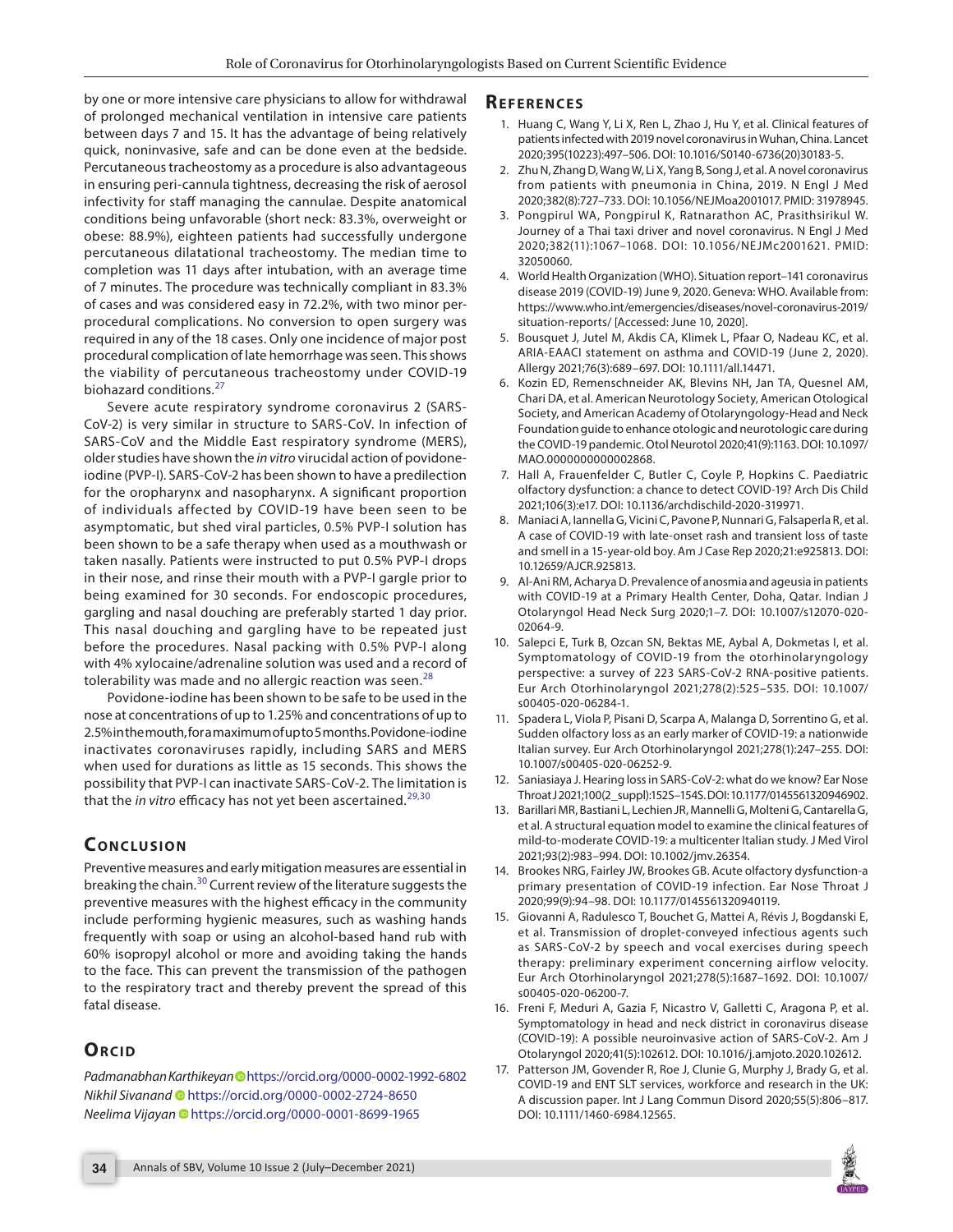by one or more intensive care physicians to allow for withdrawal of prolonged mechanical ventilation in intensive care patients between days 7 and 15. It has the advantage of being relatively quick, noninvasive, safe and can be done even at the bedside. Percutaneous tracheostomy as a procedure is also advantageous in ensuring peri-cannula tightness, decreasing the risk of aerosol infectivity for staff managing the cannulae. Despite anatomical conditions being unfavorable (short neck: 83.3%, overweight or obese: 88.9%), eighteen patients had successfully undergone percutaneous dilatational tracheostomy. The median time to completion was 11 days after intubation, with an average time of 7 minutes. The procedure was technically compliant in 83.3% of cases and was considered easy in 72.2%, with two minor per-procedural complications. No conversion to open surgery was required in any of the 18 cases. Only one incidence of major post procedural complication of late hemorrhage was seen. This shows the viability of percutaneous tracheostomy under COVID-19 biohazard conditions.[27]

Severe acute respiratory syndrome coronavirus 2 (SARS-CoV-2) is very similar in structure to SARS-CoV. In infection of SARS-CoV and the Middle East respiratory syndrome (MERS), older studies have shown the *in vitro* virucidal action of povidone-iodine (PVP-I). SARS-CoV-2 has been shown to have a predilection for the oropharynx and nasopharynx. A significant proportion of individuals affected by COVID-19 have been seen to be asymptomatic, but shed viral particles, 0.5% PVP-I solution has been shown to be a safe therapy when used as a mouthwash or taken nasally. Patients were instructed to put 0.5% PVP-I drops in their nose, and rinse their mouth with a PVP-I gargle prior to being examined for 30 seconds. For endoscopic procedures, gargling and nasal douching are preferably started 1 day prior. This nasal douching and gargling have to be repeated just before the procedures. Nasal packing with 0.5% PVP-I along with 4% xylocaine/adrenaline solution was used and a record of tolerability was made and no allergic reaction was seen.[28]

Povidone-iodine has been shown to be safe to be used in the nose at concentrations of up to 1.25% and concentrations of up to 2.5% in the mouth, for a maximum of up to 5 months. Povidone-iodine inactivates coronaviruses rapidly, including SARS and MERS when used for durations as little as 15 seconds. This shows the possibility that PVP-I can inactivate SARS-CoV-2. The limitation is that the *in vitro* efficacy has not yet been ascertained.[29,30]

## Conclusion

Preventive measures and early mitigation measures are essential in breaking the chain.[30] Current review of the literature suggests the preventive measures with the highest efficacy in the community include performing hygienic measures, such as washing hands frequently with soap or using an alcohol-based hand rub with 60% isopropyl alcohol or more and avoiding taking the hands to the face. This can prevent the transmission of the pathogen to the respiratory tract and thereby prevent the spread of this fatal disease.

## Orcid

*Padmanabhan Karthikeyan* https://orcid.org/0000-0002-1992-6802
*Nikhil Sivanand* https://orcid.org/0000-0002-2724-8650
*Neelima Vijayan* https://orcid.org/0000-0001-8699-1965

## References

1. Huang C, Wang Y, Li X, Ren L, Zhao J, Hu Y, et al. Clinical features of patients infected with 2019 novel coronavirus in Wuhan, China. Lancet 2020;395(10223):497–506. DOI: 10.1016/S0140-6736(20)30183-5.
2. Zhu N, Zhang D, Wang W, Li X, Yang B, Song J, et al. A novel coronavirus from patients with pneumonia in China, 2019. N Engl J Med 2020;382(8):727–733. DOI: 10.1056/NEJMoa2001017. PMID: 31978945.
3. Pongpirul WA, Pongpirul K, Ratnarathon AC, Prasithsirikul W. Journey of a Thai taxi driver and novel coronavirus. N Engl J Med 2020;382(11):1067–1068. DOI: 10.1056/NEJMc2001621. PMID: 32050060.
4. World Health Organization (WHO). Situation report–141 coronavirus disease 2019 (COVID-19) June 9, 2020. Geneva: WHO. Available from: https://www.who.int/emergencies/diseases/novel-coronavirus-2019/situation-reports/ [Accessed: June 10, 2020].
5. Bousquet J, Jutel M, Akdis CA, Klimek L, Pfaar O, Nadeau KC, et al. ARIA-EAACI statement on asthma and COVID-19 (June 2, 2020). Allergy 2021;76(3):689–697. DOI: 10.1111/all.14471.
6. Kozin ED, Remenschneider AK, Blevins NH, Jan TA, Quesnel AM, Chari DA, et al. American Neurotology Society, American Otological Society, and American Academy of Otolaryngology-Head and Neck Foundation guide to enhance otologic and neurotologic care during the COVID-19 pandemic. Otol Neurotol 2020;41(9):1163. DOI: 10.1097/MAO.0000000000002868.
7. Hall A, Frauenfelder C, Butler C, Coyle P, Hopkins C. Paediatric olfactory dysfunction: a chance to detect COVID-19? Arch Dis Child 2021;106(3):e17. DOI: 10.1136/archdischild-2020-319971.
8. Maniaci A, Iannella G, Vicini C, Pavone P, Nunnari G, Falsaperla R, et al. A case of COVID-19 with late-onset rash and transient loss of taste and smell in a 15-year-old boy. Am J Case Rep 2020;21:e925813. DOI: 10.12659/AJCR.925813.
9. Al-Ani RM, Acharya D. Prevalence of anosmia and ageusia in patients with COVID-19 at a Primary Health Center, Doha, Qatar. Indian J Otolaryngol Head Neck Surg 2020;1–7. DOI: 10.1007/s12070-020-02064-9.
10. Salepci E, Turk B, Ozcan SN, Bektas ME, Aybal A, Dokmetas I, et al. Symptomatology of COVID-19 from the otorhinolaryngology perspective: a survey of 223 SARS-CoV-2 RNA-positive patients. Eur Arch Otorhinolaryngol 2021;278(2):525–535. DOI: 10.1007/s00405-020-06284-1.
11. Spadera L, Viola P, Pisani D, Scarpa A, Malanga D, Sorrentino G, et al. Sudden olfactory loss as an early marker of COVID-19: a nationwide Italian survey. Eur Arch Otorhinolaryngol 2021;278(1):247–255. DOI: 10.1007/s00405-020-06252-9.
12. Saniasiaya J. Hearing loss in SARS-CoV-2: what do we know? Ear Nose Throat J 2021;100(2_suppl):152S–154S. DOI: 10.1177/0145561320946902.
13. Barillari MR, Bastiani L, Lechien JR, Mannelli G, Molteni G, Cantarella G, et al. A structural equation model to examine the clinical features of mild-to-moderate COVID-19: a multicenter Italian study. J Med Virol 2021;93(2):983–994. DOI: 10.1002/jmv.26354.
14. Brookes NRG, Fairley JW, Brookes GB. Acute olfactory dysfunction-a primary presentation of COVID-19 infection. Ear Nose Throat J 2020;99(9):94–98. DOI: 10.1177/0145561320940119.
15. Giovanni A, Radulesco T, Bouchet G, Mattei A, Révis J, Bogdanski E, et al. Transmission of droplet-conveyed infectious agents such as SARS-CoV-2 by speech and vocal exercises during speech therapy: preliminary experiment concerning airflow velocity. Eur Arch Otorhinolaryngol 2021;278(5):1687–1692. DOI: 10.1007/s00405-020-06200-7.
16. Freni F, Meduri A, Gazia F, Nicastro V, Galletti C, Aragona P, et al. Symptomatology in head and neck district in coronavirus disease (COVID-19): A possible neuroinvasive action of SARS-CoV-2. Am J Otolaryngol 2020;41(5):102612. DOI: 10.1016/j.amjoto.2020.102612.
17. Patterson JM, Govender R, Roe J, Clunie G, Murphy J, Brady G, et al. COVID-19 and ENT SLT services, workforce and research in the UK: A discussion paper. Int J Lang Commun Disord 2020;55(5):806–817. DOI: 10.1111/1460-6984.12565.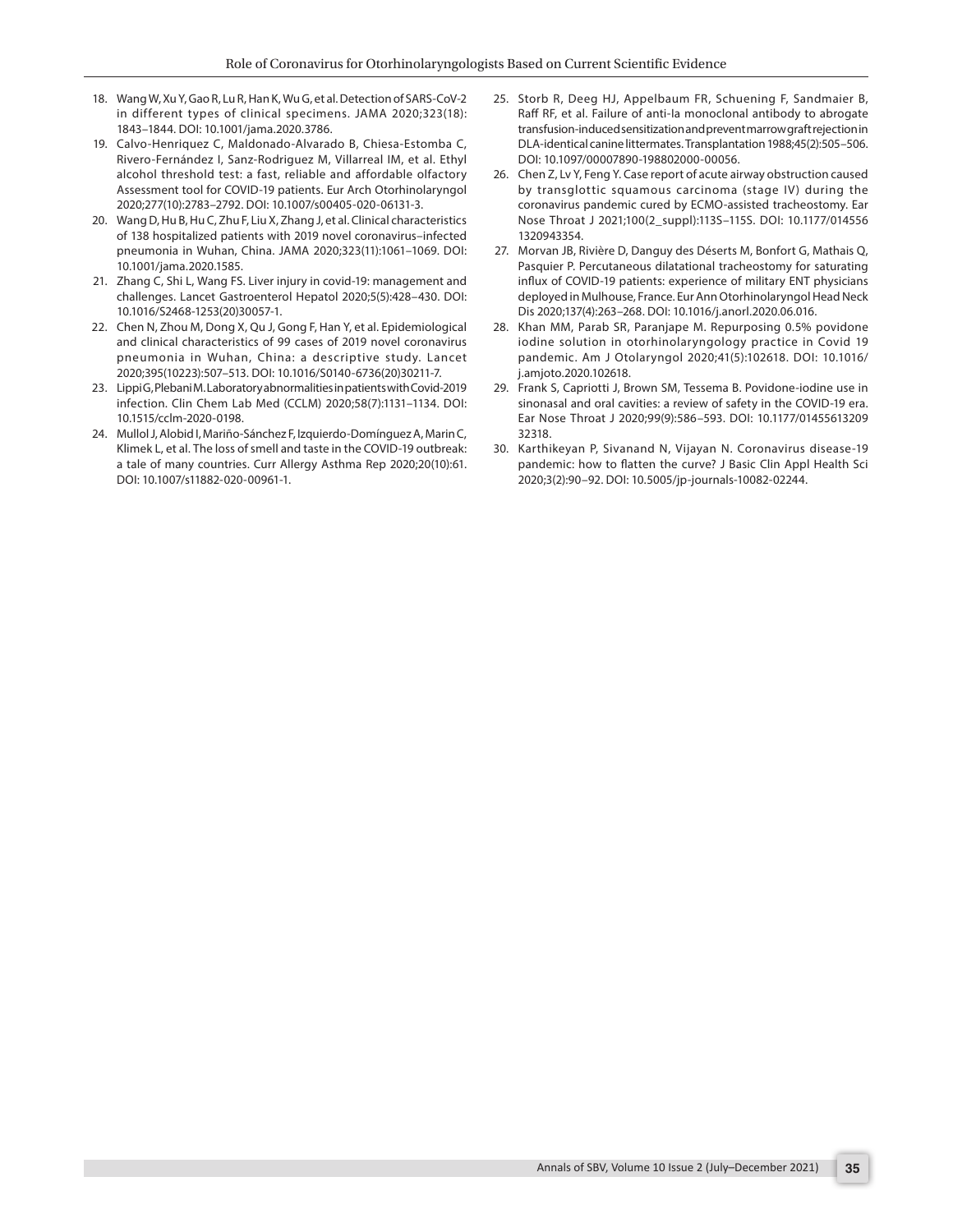18. Wang W, Xu Y, Gao R, Lu R, Han K, Wu G, et al. Detection of SARS-CoV-2 in different types of clinical specimens. JAMA 2020;323(18): 1843–1844. DOI: 10.1001/jama.2020.3786.
19. Calvo-Henriquez C, Maldonado-Alvarado B, Chiesa-Estomba C, Rivero-Fernández I, Sanz-Rodriguez M, Villarreal IM, et al. Ethyl alcohol threshold test: a fast, reliable and affordable olfactory Assessment tool for COVID-19 patients. Eur Arch Otorhinolaryngol 2020;277(10):2783–2792. DOI: 10.1007/s00405-020-06131-3.
20. Wang D, Hu B, Hu C, Zhu F, Liu X, Zhang J, et al. Clinical characteristics of 138 hospitalized patients with 2019 novel coronavirus–infected pneumonia in Wuhan, China. JAMA 2020;323(11):1061–1069. DOI: 10.1001/jama.2020.1585.
21. Zhang C, Shi L, Wang FS. Liver injury in covid-19: management and challenges. Lancet Gastroenterol Hepatol 2020;5(5):428–430. DOI: 10.1016/S2468-1253(20)30057-1.
22. Chen N, Zhou M, Dong X, Qu J, Gong F, Han Y, et al. Epidemiological and clinical characteristics of 99 cases of 2019 novel coronavirus pneumonia in Wuhan, China: a descriptive study. Lancet 2020;395(10223):507–513. DOI: 10.1016/S0140-6736(20)30211-7.
23. Lippi G, Plebani M. Laboratory abnormalities in patients with Covid-2019 infection. Clin Chem Lab Med (CCLM) 2020;58(7):1131–1134. DOI: 10.1515/cclm-2020-0198.
24. Mullol J, Alobid I, Mariño-Sánchez F, Izquierdo-Domínguez A, Marin C, Klimek L, et al. The loss of smell and taste in the COVID-19 outbreak: a tale of many countries. Curr Allergy Asthma Rep 2020;20(10):61. DOI: 10.1007/s11882-020-00961-1.
25. Storb R, Deeg HJ, Appelbaum FR, Schuening F, Sandmaier B, Raff RF, et al. Failure of anti-Ia monoclonal antibody to abrogate transfusion-induced sensitization and prevent marrow graft rejection in DLA-identical canine littermates. Transplantation 1988;45(2):505–506. DOI: 10.1097/00007890-198802000-00056.
26. Chen Z, Lv Y, Feng Y. Case report of acute airway obstruction caused by transglottic squamous carcinoma (stage IV) during the coronavirus pandemic cured by ECMO-assisted tracheostomy. Ear Nose Throat J 2021;100(2_suppl):113S–115S. DOI: 10.1177/0145561320943354.
27. Morvan JB, Rivière D, Danguy des Déserts M, Bonfort G, Mathais Q, Pasquier P. Percutaneous dilatational tracheostomy for saturating influx of COVID-19 patients: experience of military ENT physicians deployed in Mulhouse, France. Eur Ann Otorhinolaryngol Head Neck Dis 2020;137(4):263–268. DOI: 10.1016/j.anorl.2020.06.016.
28. Khan MM, Parab SR, Paranjape M. Repurposing 0.5% povidone iodine solution in otorhinolaryngology practice in Covid 19 pandemic. Am J Otolaryngol 2020;41(5):102618. DOI: 10.1016/j.amjoto.2020.102618.
29. Frank S, Capriotti J, Brown SM, Tessema B. Povidone-iodine use in sinonasal and oral cavities: a review of safety in the COVID-19 era. Ear Nose Throat J 2020;99(9):586–593. DOI: 10.1177/0145561320932318.
30. Karthikeyan P, Sivanand N, Vijayan N. Coronavirus disease-19 pandemic: how to flatten the curve? J Basic Clin Appl Health Sci 2020;3(2):90–92. DOI: 10.5005/jp-journals-10082-02244.